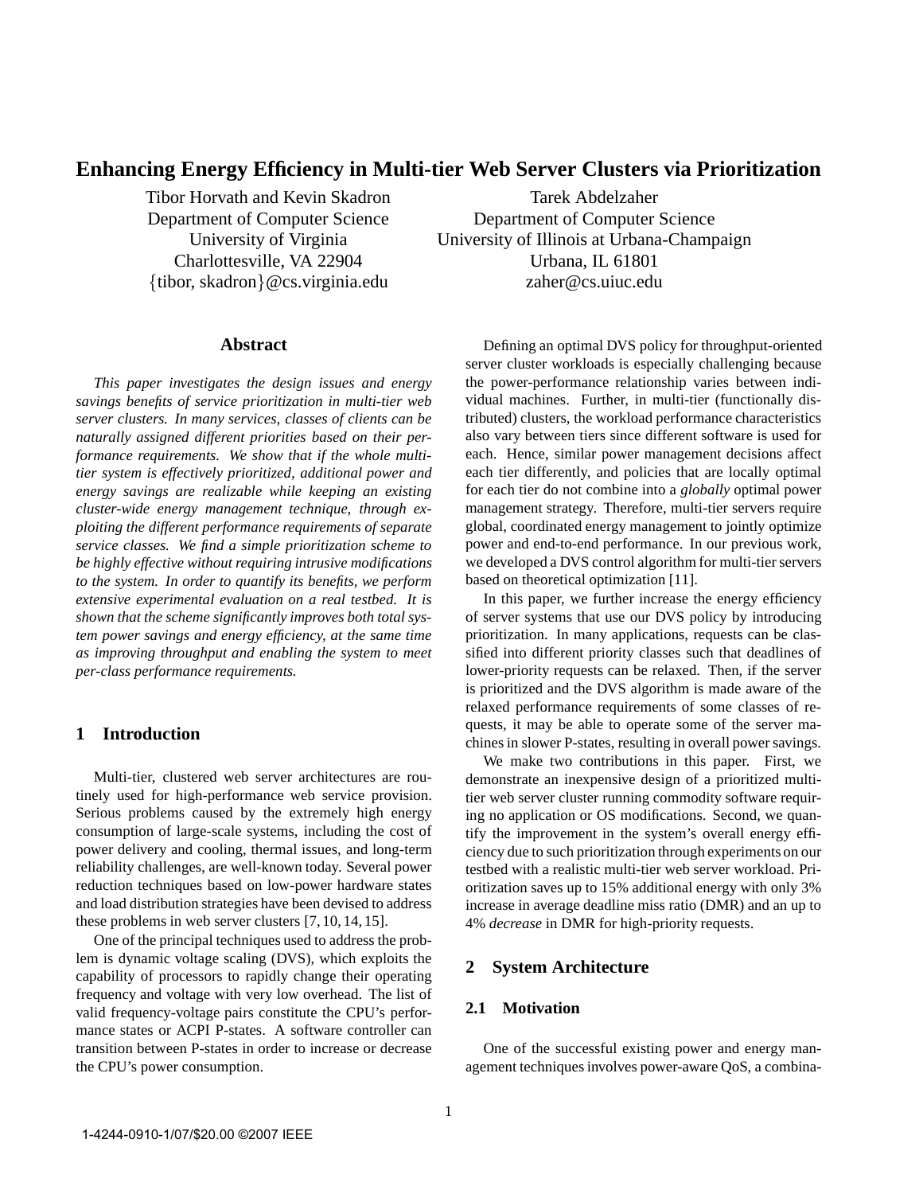# Enhancing Energy Efficiency in Multi-tier Web Server Clusters via Prioritization

Tibor Horvath and Kevin Skadron
Department of Computer Science
University of Virginia
Charlottesville, VA 22904
{tibor, skadron}@cs.virginia.edu

Tarek Abdelzaher
Department of Computer Science
University of Illinois at Urbana-Champaign
Urbana, IL 61801
zaher@cs.uiuc.edu

## Abstract

*This paper investigates the design issues and energy savings benefits of service prioritization in multi-tier web server clusters. In many services, classes of clients can be naturally assigned different priorities based on their performance requirements. We show that if the whole multi-tier system is effectively prioritized, additional power and energy savings are realizable while keeping an existing cluster-wide energy management technique, through exploiting the different performance requirements of separate service classes. We find a simple prioritization scheme to be highly effective without requiring intrusive modifications to the system. In order to quantify its benefits, we perform extensive experimental evaluation on a real testbed. It is shown that the scheme significantly improves both total system power savings and energy efficiency, at the same time as improving throughput and enabling the system to meet per-class performance requirements.*

## 1 Introduction

Multi-tier, clustered web server architectures are routinely used for high-performance web service provision. Serious problems caused by the extremely high energy consumption of large-scale systems, including the cost of power delivery and cooling, thermal issues, and long-term reliability challenges, are well-known today. Several power reduction techniques based on low-power hardware states and load distribution strategies have been devised to address these problems in web server clusters [7, 10, 14, 15].

One of the principal techniques used to address the problem is dynamic voltage scaling (DVS), which exploits the capability of processors to rapidly change their operating frequency and voltage with very low overhead. The list of valid frequency-voltage pairs constitute the CPU's performance states or ACPI P-states. A software controller can transition between P-states in order to increase or decrease the CPU's power consumption.

Defining an optimal DVS policy for throughput-oriented server cluster workloads is especially challenging because the power-performance relationship varies between individual machines. Further, in multi-tier (functionally distributed) clusters, the workload performance characteristics also vary between tiers since different software is used for each. Hence, similar power management decisions affect each tier differently, and policies that are locally optimal for each tier do not combine into a *globally* optimal power management strategy. Therefore, multi-tier servers require global, coordinated energy management to jointly optimize power and end-to-end performance. In our previous work, we developed a DVS control algorithm for multi-tier servers based on theoretical optimization [11].

In this paper, we further increase the energy efficiency of server systems that use our DVS policy by introducing prioritization. In many applications, requests can be classified into different priority classes such that deadlines of lower-priority requests can be relaxed. Then, if the server is prioritized and the DVS algorithm is made aware of the relaxed performance requirements of some classes of requests, it may be able to operate some of the server machines in slower P-states, resulting in overall power savings.

We make two contributions in this paper. First, we demonstrate an inexpensive design of a prioritized multi-tier web server cluster running commodity software requiring no application or OS modifications. Second, we quantify the improvement in the system's overall energy efficiency due to such prioritization through experiments on our testbed with a realistic multi-tier web server workload. Prioritization saves up to 15% additional energy with only 3% increase in average deadline miss ratio (DMR) and an up to 4% *decrease* in DMR for high-priority requests.

## 2 System Architecture

### 2.1 Motivation

One of the successful existing power and energy management techniques involves power-aware QoS, a combina-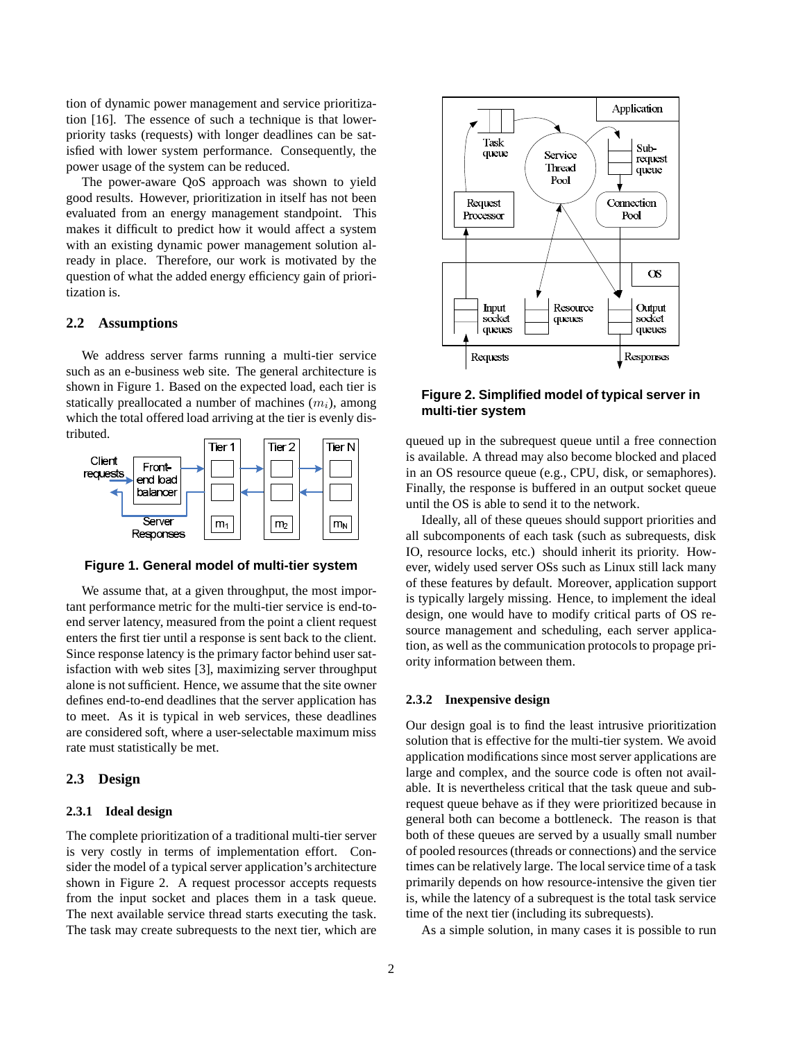tion of dynamic power management and service prioritization [16]. The essence of such a technique is that lower-priority tasks (requests) with longer deadlines can be satisfied with lower system performance. Consequently, the power usage of the system can be reduced.

The power-aware QoS approach was shown to yield good results. However, prioritization in itself has not been evaluated from an energy management standpoint. This makes it difficult to predict how it would affect a system with an existing dynamic power management solution already in place. Therefore, our work is motivated by the question of what the added energy efficiency gain of prioritization is.

## 2.2 Assumptions

We address server farms running a multi-tier service such as an e-business web site. The general architecture is shown in Figure 1. Based on the expected load, each tier is statically preallocated a number of machines ($m_i$), among which the total offered load arriving at the tier is evenly distributed.

Client requests
Front-end load balancer
Server Responses
Tier 1
Tier 2
Tier N
m1
m2
mN

**Figure 1. General model of multi-tier system**

We assume that, at a given throughput, the most important performance metric for the multi-tier service is end-to-end server latency, measured from the point a client request enters the first tier until a response is sent back to the client. Since response latency is the primary factor behind user satisfaction with web sites [3], maximizing server throughput alone is not sufficient. Hence, we assume that the site owner defines end-to-end deadlines that the server application has to meet. As it is typical in web services, these deadlines are considered soft, where a user-selectable maximum miss rate must statistically be met.

## 2.3 Design

### 2.3.1 Ideal design

The complete prioritization of a traditional multi-tier server is very costly in terms of implementation effort. Consider the model of a typical server application's architecture shown in Figure 2. A request processor accepts requests from the input socket and places them in a task queue. The next available service thread starts executing the task. The task may create subrequests to the next tier, which are queued up in the subrequest queue until a free connection is available. A thread may also become blocked and placed in an OS resource queue (e.g., CPU, disk, or semaphores). Finally, the response is buffered in an output socket queue until the OS is able to send it to the network.

Application
Task queue
Service Thread Pool
Sub-request queue
Request Processor
Connection Pool
OS
Input socket queues
Resource queues
Output socket queues
Requests
Responses

**Figure 2. Simplified model of typical server in multi-tier system**

Ideally, all of these queues should support priorities and all subcomponents of each task (such as subrequests, disk IO, resource locks, etc.) should inherit its priority. However, widely used server OSs such as Linux still lack many of these features by default. Moreover, application support is typically largely missing. Hence, to implement the ideal design, one would have to modify critical parts of OS resource management and scheduling, each server application, as well as the communication protocols to propage priority information between them.

### 2.3.2 Inexpensive design

Our design goal is to find the least intrusive prioritization solution that is effective for the multi-tier system. We avoid application modifications since most server applications are large and complex, and the source code is often not available. It is nevertheless critical that the task queue and subrequest queue behave as if they were prioritized because in general both can become a bottleneck. The reason is that both of these queues are served by a usually small number of pooled resources (threads or connections) and the service times can be relatively large. The local service time of a task primarily depends on how resource-intensive the given tier is, while the latency of a subrequest is the total task service time of the next tier (including its subrequests).

As a simple solution, in many cases it is possible to run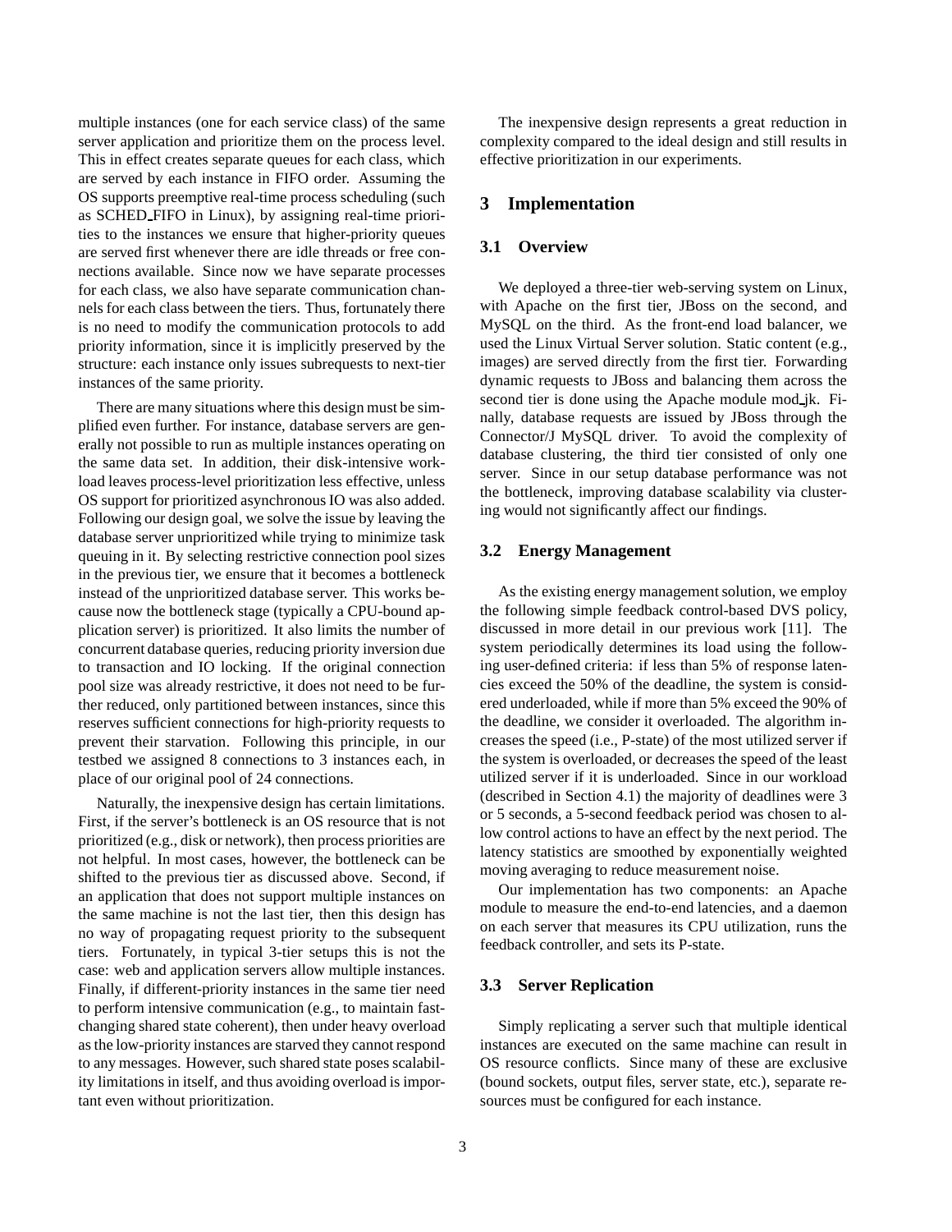multiple instances (one for each service class) of the same server application and prioritize them on the process level. This in effect creates separate queues for each class, which are served by each instance in FIFO order. Assuming the OS supports preemptive real-time process scheduling (such as SCHED_FIFO in Linux), by assigning real-time priorities to the instances we ensure that higher-priority queues are served first whenever there are idle threads or free connections available. Since now we have separate processes for each class, we also have separate communication channels for each class between the tiers. Thus, fortunately there is no need to modify the communication protocols to add priority information, since it is implicitly preserved by the structure: each instance only issues subrequests to next-tier instances of the same priority.

There are many situations where this design must be simplified even further. For instance, database servers are generally not possible to run as multiple instances operating on the same data set. In addition, their disk-intensive workload leaves process-level prioritization less effective, unless OS support for prioritized asynchronous IO was also added. Following our design goal, we solve the issue by leaving the database server unprioritized while trying to minimize task queuing in it. By selecting restrictive connection pool sizes in the previous tier, we ensure that it becomes a bottleneck instead of the unprioritized database server. This works because now the bottleneck stage (typically a CPU-bound application server) is prioritized. It also limits the number of concurrent database queries, reducing priority inversion due to transaction and IO locking. If the original connection pool size was already restrictive, it does not need to be further reduced, only partitioned between instances, since this reserves sufficient connections for high-priority requests to prevent their starvation. Following this principle, in our testbed we assigned 8 connections to 3 instances each, in place of our original pool of 24 connections.

Naturally, the inexpensive design has certain limitations. First, if the server's bottleneck is an OS resource that is not prioritized (e.g., disk or network), then process priorities are not helpful. In most cases, however, the bottleneck can be shifted to the previous tier as discussed above. Second, if an application that does not support multiple instances on the same machine is not the last tier, then this design has no way of propagating request priority to the subsequent tiers. Fortunately, in typical 3-tier setups this is not the case: web and application servers allow multiple instances. Finally, if different-priority instances in the same tier need to perform intensive communication (e.g., to maintain fast-changing shared state coherent), then under heavy overload as the low-priority instances are starved they cannot respond to any messages. However, such shared state poses scalability limitations in itself, and thus avoiding overload is important even without prioritization.

The inexpensive design represents a great reduction in complexity compared to the ideal design and still results in effective prioritization in our experiments.

## 3 Implementation

### 3.1 Overview

We deployed a three-tier web-serving system on Linux, with Apache on the first tier, JBoss on the second, and MySQL on the third. As the front-end load balancer, we used the Linux Virtual Server solution. Static content (e.g., images) are served directly from the first tier. Forwarding dynamic requests to JBoss and balancing them across the second tier is done using the Apache module mod_jk. Finally, database requests are issued by JBoss through the Connector/J MySQL driver. To avoid the complexity of database clustering, the third tier consisted of only one server. Since in our setup database performance was not the bottleneck, improving database scalability via clustering would not significantly affect our findings.

### 3.2 Energy Management

As the existing energy management solution, we employ the following simple feedback control-based DVS policy, discussed in more detail in our previous work [11]. The system periodically determines its load using the following user-defined criteria: if less than 5% of response latencies exceed the 50% of the deadline, the system is considered underloaded, while if more than 5% exceed the 90% of the deadline, we consider it overloaded. The algorithm increases the speed (i.e., P-state) of the most utilized server if the system is overloaded, or decreases the speed of the least utilized server if it is underloaded. Since in our workload (described in Section 4.1) the majority of deadlines were 3 or 5 seconds, a 5-second feedback period was chosen to allow control actions to have an effect by the next period. The latency statistics are smoothed by exponentially weighted moving averaging to reduce measurement noise.

Our implementation has two components: an Apache module to measure the end-to-end latencies, and a daemon on each server that measures its CPU utilization, runs the feedback controller, and sets its P-state.

### 3.3 Server Replication

Simply replicating a server such that multiple identical instances are executed on the same machine can result in OS resource conflicts. Since many of these are exclusive (bound sockets, output files, server state, etc.), separate resources must be configured for each instance.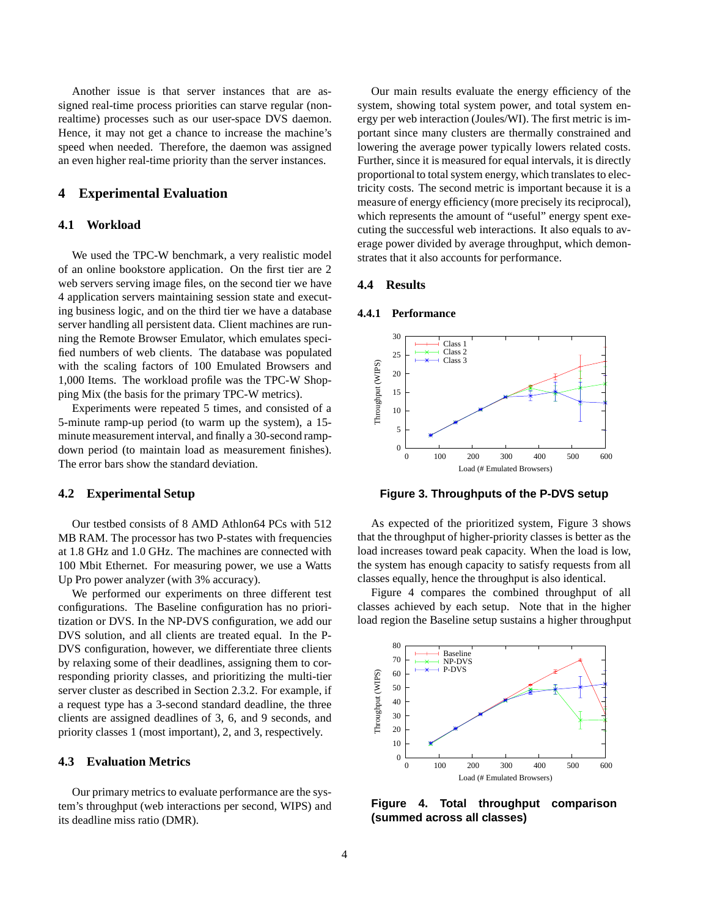Another issue is that server instances that are assigned real-time process priorities can starve regular (non-realtime) processes such as our user-space DVS daemon. Hence, it may not get a chance to increase the machine's speed when needed. Therefore, the daemon was assigned an even higher real-time priority than the server instances.

# 4 Experimental Evaluation

## 4.1 Workload

We used the TPC-W benchmark, a very realistic model of an online bookstore application. On the first tier are 2 web servers serving image files, on the second tier we have 4 application servers maintaining session state and executing business logic, and on the third tier we have a database server handling all persistent data. Client machines are running the Remote Browser Emulator, which emulates specified numbers of web clients. The database was populated with the scaling factors of 100 Emulated Browsers and 1,000 Items. The workload profile was the TPC-W Shopping Mix (the basis for the primary TPC-W metrics).

Experiments were repeated 5 times, and consisted of a 5-minute ramp-up period (to warm up the system), a 15-minute measurement interval, and finally a 30-second ramp-down period (to maintain load as measurement finishes). The error bars show the standard deviation.

## 4.2 Experimental Setup

Our testbed consists of 8 AMD Athlon64 PCs with 512 MB RAM. The processor has two P-states with frequencies at 1.8 GHz and 1.0 GHz. The machines are connected with 100 Mbit Ethernet. For measuring power, we use a Watts Up Pro power analyzer (with 3% accuracy).

We performed our experiments on three different test configurations. The Baseline configuration has no prioritization or DVS. In the NP-DVS configuration, we add our DVS solution, and all clients are treated equal. In the P-DVS configuration, however, we differentiate three clients by relaxing some of their deadlines, assigning them to corresponding priority classes, and prioritizing the multi-tier server cluster as described in Section 2.3.2. For example, if a request type has a 3-second standard deadline, the three clients are assigned deadlines of 3, 6, and 9 seconds, and priority classes 1 (most important), 2, and 3, respectively.

## 4.3 Evaluation Metrics

Our primary metrics to evaluate performance are the system's throughput (web interactions per second, WIPS) and its deadline miss ratio (DMR).

Our main results evaluate the energy efficiency of the system, showing total system power, and total system energy per web interaction (Joules/WI). The first metric is important since many clusters are thermally constrained and lowering the average power typically lowers related costs. Further, since it is measured for equal intervals, it is directly proportional to total system energy, which translates to electricity costs. The second metric is important because it is a measure of energy efficiency (more precisely its reciprocal), which represents the amount of "useful" energy spent executing the successful web interactions. It also equals to average power divided by average throughput, which demonstrates that it also accounts for performance.

## 4.4 Results

### 4.4.1 Performance

**Figure 3. Throughputs of the P-DVS setup**

As expected of the prioritized system, Figure 3 shows that the throughput of higher-priority classes is better as the load increases toward peak capacity. When the load is low, the system has enough capacity to satisfy requests from all classes equally, hence the throughput is also identical.

Figure 4 compares the combined throughput of all classes achieved by each setup. Note that in the higher load region the Baseline setup sustains a higher throughput

**Figure 4. Total throughput comparison (summed across all classes)**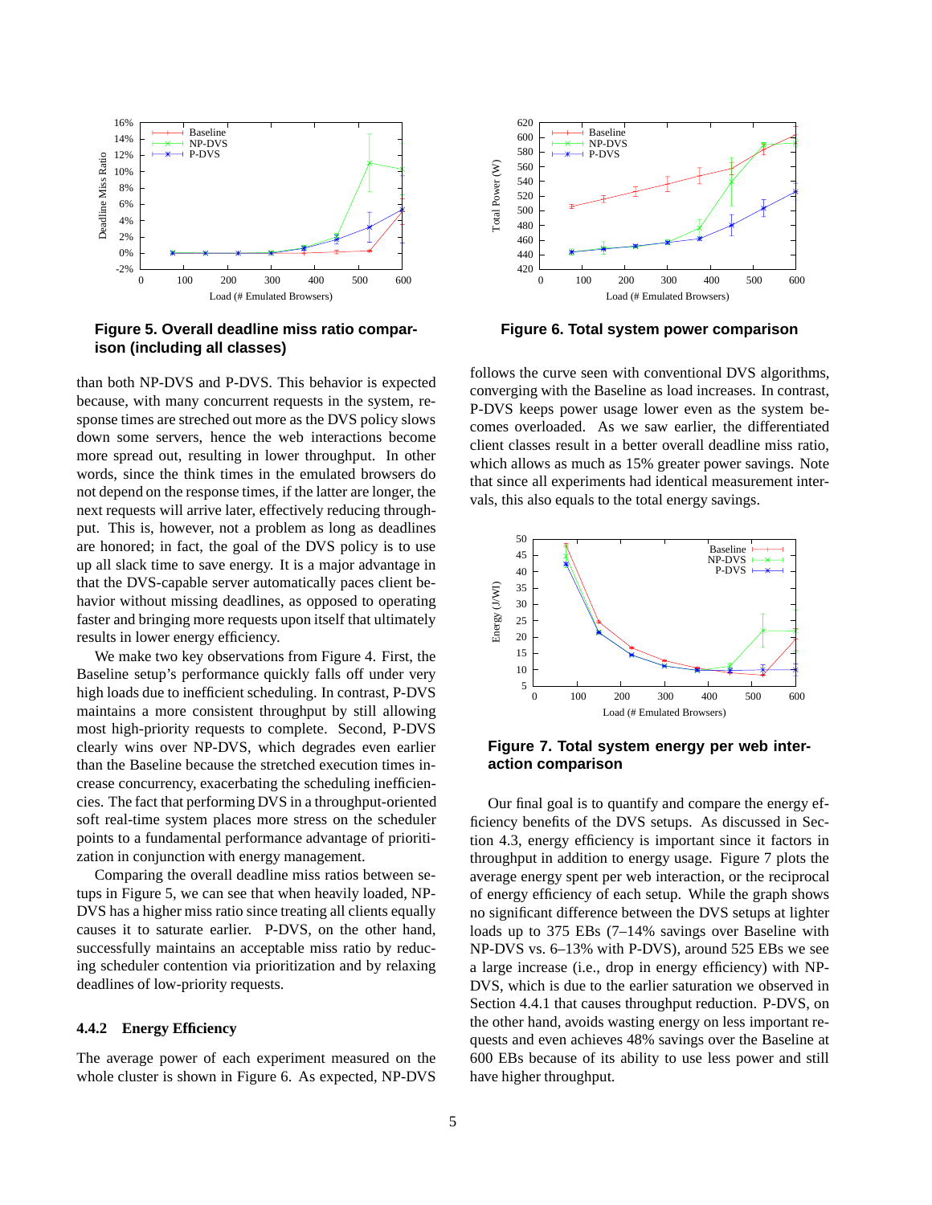**Figure 5. Overall deadline miss ratio comparison (including all classes)**

**Figure 6. Total system power comparison**

than both NP-DVS and P-DVS. This behavior is expected because, with many concurrent requests in the system, response times are streched out more as the DVS policy slows down some servers, hence the web interactions become more spread out, resulting in lower throughput. In other words, since the think times in the emulated browsers do not depend on the response times, if the latter are longer, the next requests will arrive later, effectively reducing throughput. This is, however, not a problem as long as deadlines are honored; in fact, the goal of the DVS policy is to use up all slack time to save energy. It is a major advantage in that the DVS-capable server automatically paces client behavior without missing deadlines, as opposed to operating faster and bringing more requests upon itself that ultimately results in lower energy efficiency.

We make two key observations from Figure 4. First, the Baseline setup's performance quickly falls off under very high loads due to inefficient scheduling. In contrast, P-DVS maintains a more consistent throughput by still allowing most high-priority requests to complete. Second, P-DVS clearly wins over NP-DVS, which degrades even earlier than the Baseline because the stretched execution times increase concurrency, exacerbating the scheduling inefficiencies. The fact that performing DVS in a throughput-oriented soft real-time system places more stress on the scheduler points to a fundamental performance advantage of prioritization in conjunction with energy management.

Comparing the overall deadline miss ratios between setups in Figure 5, we can see that when heavily loaded, NP-DVS has a higher miss ratio since treating all clients equally causes it to saturate earlier. P-DVS, on the other hand, successfully maintains an acceptable miss ratio by reducing scheduler contention via prioritization and by relaxing deadlines of low-priority requests.

### 4.4.2 Energy Efficiency

The average power of each experiment measured on the whole cluster is shown in Figure 6. As expected, NP-DVS follows the curve seen with conventional DVS algorithms, converging with the Baseline as load increases. In contrast, P-DVS keeps power usage lower even as the system becomes overloaded. As we saw earlier, the differentiated client classes result in a better overall deadline miss ratio, which allows as much as 15% greater power savings. Note that since all experiments had identical measurement intervals, this also equals to the total energy savings.

**Figure 7. Total system energy per web interaction comparison**

Our final goal is to quantify and compare the energy efficiency benefits of the DVS setups. As discussed in Section 4.3, energy efficiency is important since it factors in throughput in addition to energy usage. Figure 7 plots the average energy spent per web interaction, or the reciprocal of energy efficiency of each setup. While the graph shows no significant difference between the DVS setups at lighter loads up to 375 EBs (7–14% savings over Baseline with NP-DVS vs. 6–13% with P-DVS), around 525 EBs we see a large increase (i.e., drop in energy efficiency) with NP-DVS, which is due to the earlier saturation we observed in Section 4.4.1 that causes throughput reduction. P-DVS, on the other hand, avoids wasting energy on less important requests and even achieves 48% savings over the Baseline at 600 EBs because of its ability to use less power and still have higher throughput.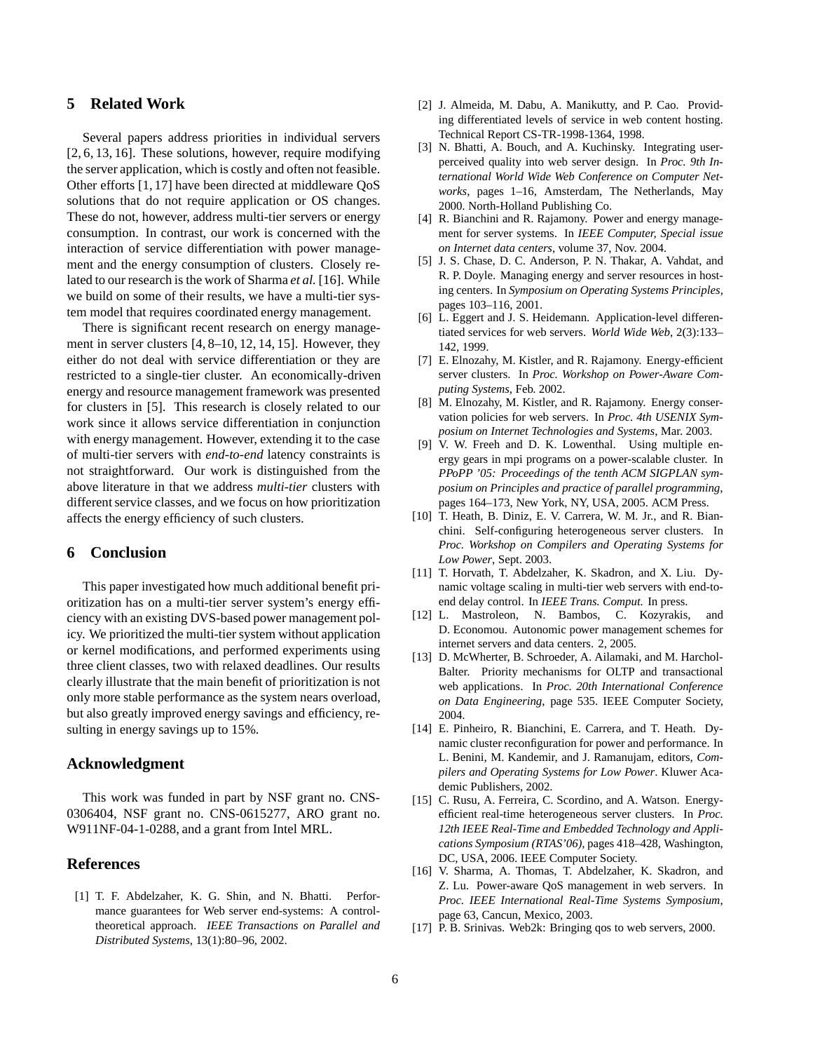## 5 Related Work

Several papers address priorities in individual servers [2, 6, 13, 16]. These solutions, however, require modifying the server application, which is costly and often not feasible. Other efforts [1, 17] have been directed at middleware QoS solutions that do not require application or OS changes. These do not, however, address multi-tier servers or energy consumption. In contrast, our work is concerned with the interaction of service differentiation with power management and the energy consumption of clusters. Closely related to our research is the work of Sharma *et al.* [16]. While we build on some of their results, we have a multi-tier system model that requires coordinated energy management.

There is significant recent research on energy management in server clusters [4, 8–10, 12, 14, 15]. However, they either do not deal with service differentiation or they are restricted to a single-tier cluster. An economically-driven energy and resource management framework was presented for clusters in [5]. This research is closely related to our work since it allows service differentiation in conjunction with energy management. However, extending it to the case of multi-tier servers with *end-to-end* latency constraints is not straightforward. Our work is distinguished from the above literature in that we address *multi-tier* clusters with different service classes, and we focus on how prioritization affects the energy efficiency of such clusters.

## 6 Conclusion

This paper investigated how much additional benefit prioritization has on a multi-tier server system's energy efficiency with an existing DVS-based power management policy. We prioritized the multi-tier system without application or kernel modifications, and performed experiments using three client classes, two with relaxed deadlines. Our results clearly illustrate that the main benefit of prioritization is not only more stable performance as the system nears overload, but also greatly improved energy savings and efficiency, resulting in energy savings up to 15%.

## Acknowledgment

This work was funded in part by NSF grant no. CNS-0306404, NSF grant no. CNS-0615277, ARO grant no. W911NF-04-1-0288, and a grant from Intel MRL.

## References

[1] T. F. Abdelzaher, K. G. Shin, and N. Bhatti. Performance guarantees for Web server end-systems: A control-theoretical approach. *IEEE Transactions on Parallel and Distributed Systems*, 13(1):80–96, 2002.

[2] J. Almeida, M. Dabu, A. Manikutty, and P. Cao. Providing differentiated levels of service in web content hosting. Technical Report CS-TR-1998-1364, 1998.

[3] N. Bhatti, A. Bouch, and A. Kuchinsky. Integrating user-perceived quality into web server design. In *Proc. 9th International World Wide Web Conference on Computer Networks*, pages 1–16, Amsterdam, The Netherlands, May 2000. North-Holland Publishing Co.

[4] R. Bianchini and R. Rajamony. Power and energy management for server systems. In *IEEE Computer, Special issue on Internet data centers*, volume 37, Nov. 2004.

[5] J. S. Chase, D. C. Anderson, P. N. Thakar, A. Vahdat, and R. P. Doyle. Managing energy and server resources in hosting centers. In *Symposium on Operating Systems Principles*, pages 103–116, 2001.

[6] L. Eggert and J. S. Heidemann. Application-level differentiated services for web servers. *World Wide Web*, 2(3):133–142, 1999.

[7] E. Elnozahy, M. Kistler, and R. Rajamony. Energy-efficient server clusters. In *Proc. Workshop on Power-Aware Computing Systems*, Feb. 2002.

[8] M. Elnozahy, M. Kistler, and R. Rajamony. Energy conservation policies for web servers. In *Proc. 4th USENIX Symposium on Internet Technologies and Systems*, Mar. 2003.

[9] V. W. Freeh and D. K. Lowenthal. Using multiple energy gears in mpi programs on a power-scalable cluster. In *PPoPP '05: Proceedings of the tenth ACM SIGPLAN symposium on Principles and practice of parallel programming*, pages 164–173, New York, NY, USA, 2005. ACM Press.

[10] T. Heath, B. Diniz, E. V. Carrera, W. M. Jr., and R. Bianchini. Self-configuring heterogeneous server clusters. In *Proc. Workshop on Compilers and Operating Systems for Low Power*, Sept. 2003.

[11] T. Horvath, T. Abdelzaher, K. Skadron, and X. Liu. Dynamic voltage scaling in multi-tier web servers with end-to-end delay control. In *IEEE Trans. Comput.* In press.

[12] L. Mastroleon, N. Bambos, C. Kozyrakis, and D. Economou. Autonomic power management schemes for internet servers and data centers. 2, 2005.

[13] D. McWherter, B. Schroeder, A. Ailamaki, and M. Harchol-Balter. Priority mechanisms for OLTP and transactional web applications. In *Proc. 20th International Conference on Data Engineering*, page 535. IEEE Computer Society, 2004.

[14] E. Pinheiro, R. Bianchini, E. Carrera, and T. Heath. Dynamic cluster reconfiguration for power and performance. In L. Benini, M. Kandemir, and J. Ramanujam, editors, *Compilers and Operating Systems for Low Power*. Kluwer Academic Publishers, 2002.

[15] C. Rusu, A. Ferreira, C. Scordino, and A. Watson. Energy-efficient real-time heterogeneous server clusters. In *Proc. 12th IEEE Real-Time and Embedded Technology and Applications Symposium (RTAS'06)*, pages 418–428, Washington, DC, USA, 2006. IEEE Computer Society.

[16] V. Sharma, A. Thomas, T. Abdelzaher, K. Skadron, and Z. Lu. Power-aware QoS management in web servers. In *Proc. IEEE International Real-Time Systems Symposium*, page 63, Cancun, Mexico, 2003.

[17] P. B. Srinivas. Web2k: Bringing qos to web servers, 2000.